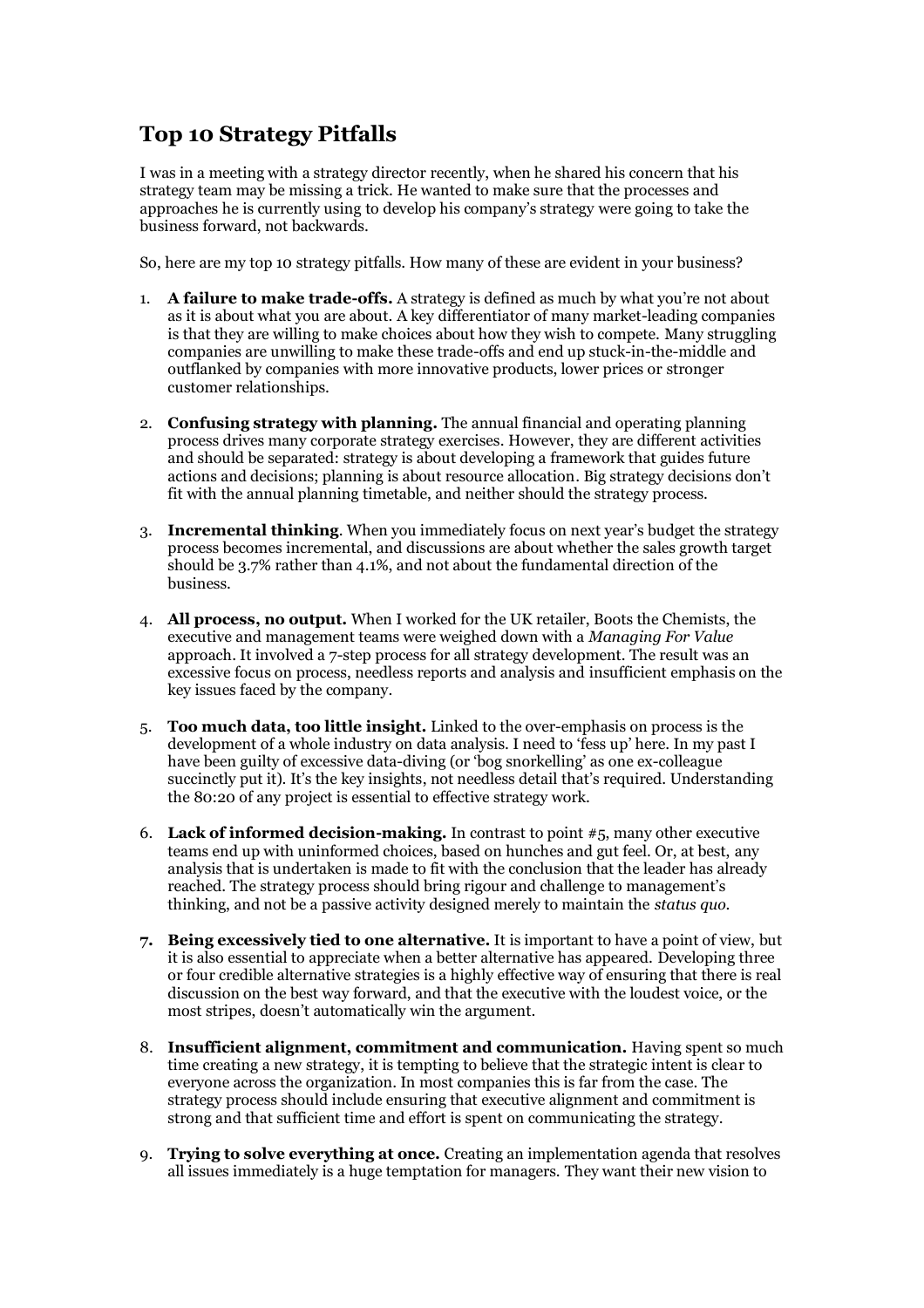# Top 10 Strategy Pitfalls

I was in a meeting with a strategy director recently, when he shared his concern that his strategy team may be missing a trick. He wanted to make sure that the processes and approaches he is currently using to develop his company's strategy were going to take the business forward, not backwards.

So, here are my top 10 strategy pitfalls. How many of these are evident in your business?

1. **A failure to make trade-offs.** A strategy is defined as much by what you're not about as it is about what you are about. A key differentiator of many market-leading companies is that they are willing to make choices about how they wish to compete. Many struggling companies are unwilling to make these trade-offs and end up stuck-in-the-middle and outflanked by companies with more innovative products, lower prices or stronger customer relationships.

2. **Confusing strategy with planning.** The annual financial and operating planning process drives many corporate strategy exercises. However, they are different activities and should be separated: strategy is about developing a framework that guides future actions and decisions; planning is about resource allocation. Big strategy decisions don't fit with the annual planning timetable, and neither should the strategy process.

3. **Incremental thinking**. When you immediately focus on next year's budget the strategy process becomes incremental, and discussions are about whether the sales growth target should be 3.7% rather than 4.1%, and not about the fundamental direction of the business.

4. **All process, no output.** When I worked for the UK retailer, Boots the Chemists, the executive and management teams were weighed down with a *Managing For Value* approach. It involved a 7-step process for all strategy development. The result was an excessive focus on process, needless reports and analysis and insufficient emphasis on the key issues faced by the company.

5. **Too much data, too little insight.** Linked to the over-emphasis on process is the development of a whole industry on data analysis. I need to 'fess up' here. In my past I have been guilty of excessive data-diving (or 'bog snorkelling' as one ex-colleague succinctly put it). It's the key insights, not needless detail that's required. Understanding the 80:20 of any project is essential to effective strategy work.

6. **Lack of informed decision-making.** In contrast to point #5, many other executive teams end up with uninformed choices, based on hunches and gut feel. Or, at best, any analysis that is undertaken is made to fit with the conclusion that the leader has already reached. The strategy process should bring rigour and challenge to management's thinking, and not be a passive activity designed merely to maintain the *status quo*.

7. **Being excessively tied to one alternative.** It is important to have a point of view, but it is also essential to appreciate when a better alternative has appeared. Developing three or four credible alternative strategies is a highly effective way of ensuring that there is real discussion on the best way forward, and that the executive with the loudest voice, or the most stripes, doesn't automatically win the argument.

8. **Insufficient alignment, commitment and communication.** Having spent so much time creating a new strategy, it is tempting to believe that the strategic intent is clear to everyone across the organization. In most companies this is far from the case. The strategy process should include ensuring that executive alignment and commitment is strong and that sufficient time and effort is spent on communicating the strategy.

9. **Trying to solve everything at once.** Creating an implementation agenda that resolves all issues immediately is a huge temptation for managers. They want their new vision to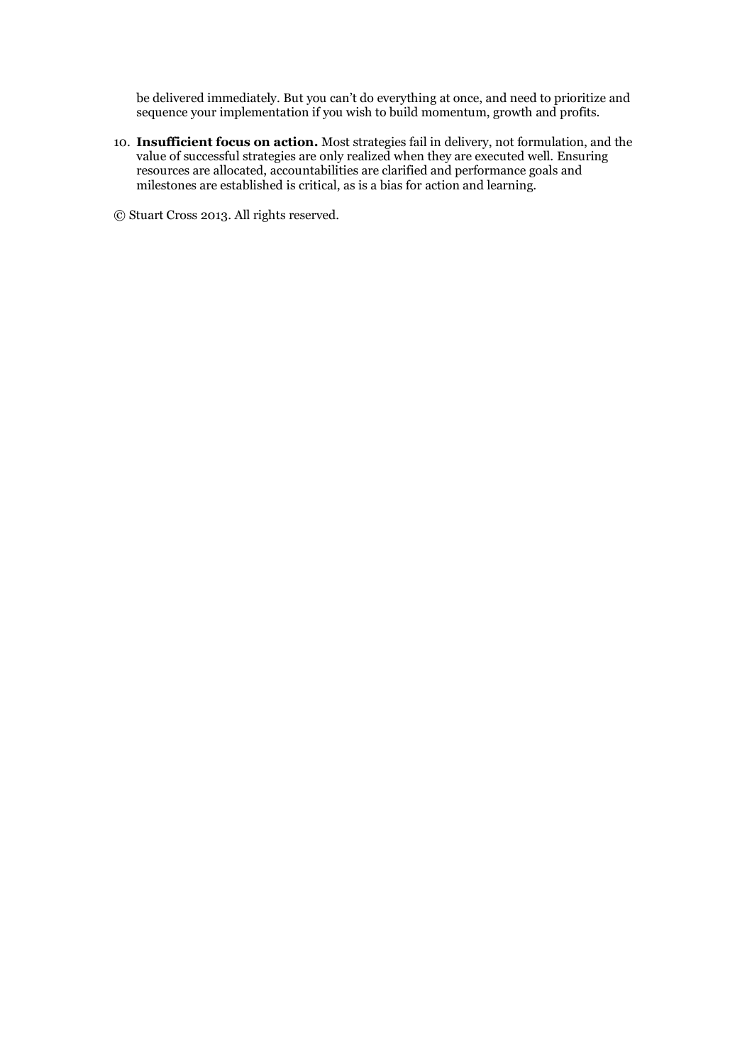be delivered immediately. But you can't do everything at once, and need to prioritize and sequence your implementation if you wish to build momentum, growth and profits.

10. **Insufficient focus on action.** Most strategies fail in delivery, not formulation, and the value of successful strategies are only realized when they are executed well. Ensuring resources are allocated, accountabilities are clarified and performance goals and milestones are established is critical, as is a bias for action and learning.

© Stuart Cross 2013. All rights reserved.